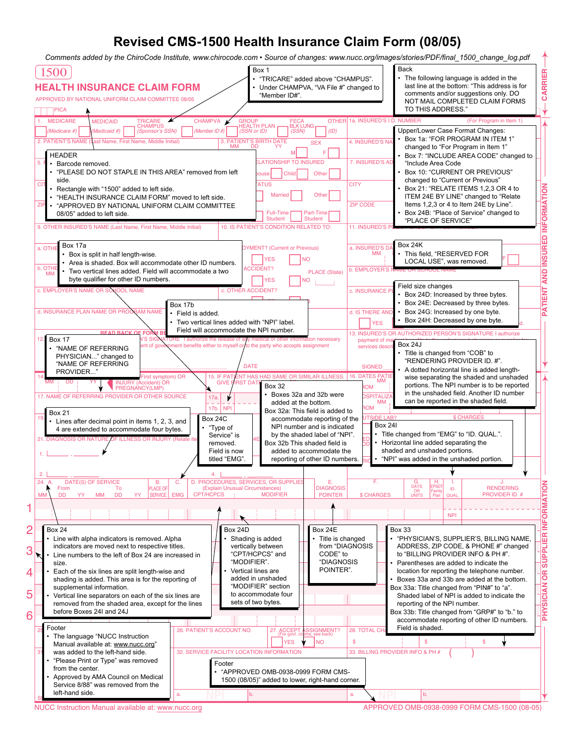# Revised CMS-1500 Health Insurance Claim Form (08/05)

*Comments added by the ChiroCode Institute, www.chirocode.com • Source of changes: www.nucc.org/images/stories/PDF/final_1500_change_log.pdf*

1500

## HEALTH INSURANCE CLAIM FORM

APPROVED BY NATIONAL UNIFORM CLAIM COMMITTEE 08/05

PICA

**Box 1**
- "TRICARE" added above "CHAMPUS".
- Under CHAMPVA, "VA File #" changed to "Member ID#".

**Back**
- The following language is added in the last line at the bottom: "This address is for comments and/or suggestions only. DO NOT MAIL COMPLETED CLAIM FORMS TO THIS ADDRESS."

1. MEDICARE (Medicare #) MEDICAID (Medicaid #) TRICARE CHAMPUS (Sponsor's SSN) CHAMPVA (Member ID #) GROUP HEALTH PLAN (SSN or ID) FECA BLK LUNG (SSN) OTHER (ID) 1a. INSURED'S I.D. NUMBER (For Program in Item 1)

**Upper/Lower Case Format Changes:**
- Box 1a: "FOR PROGRAM IN ITEM 1" changed to "For Program in Item 1"
- Box 7: "INCLUDE AREA CODE" changed to "Include Area Code
- Box 10: "CURRENT OR PREVIOUS" changed to "Current or Previous"
- Box 21: "RELATE ITEMS 1,2,3 OR 4 to ITEM 24E BY LINE" changed to "Relate Items 1,2,3 or 4 to Item 24E by Line".
- Box 24B: "Place of Service" changed to "PLACE OF SERVICE"

**HEADER**
- Barcode removed.
- "PLEASE DO NOT STAPLE IN THIS AREA" removed from left side.
- Rectangle with "1500" added to left side.
- "HEALTH INSURANCE CLAIM FORM" moved to left side.
- "APPROVED BY NATIONAL UNIFORM CLAIM COMMITTEE 08/05" added to left side.

**Box 17a**
- Box is split in half length-wise.
- Area is shaded. Box will accommodate other ID numbers.
- Two vertical lines added. Field will accommodate a two byte qualifier for other ID numbers.

**Box 24K**
- This field, "RESERVED FOR LOCAL USE", was removed.

**Field size changes**
- Box 24D: Increased by three bytes.
- Box 24E: Decreased by three bytes.
- Box 24G: Increased by one byte.
- Box 24H: Decreased by one byte.

**Box 17b**
- Field is added.
- Two vertical lines added with "NPI" label. Field will accommodate the NPI number.

**Box 17**
- "NAME OF REFERRING PHYSICIAN..." changed to "NAME OF REFERRING PROVIDER..."

**Box 24J**
- Title is changed from "COB" to "RENDERING PROVIDER ID. #".
- A dotted horizontal line is added length-wise separating the shaded and unshaded portions. The NPI number is to be reported in the unshaded field. Another ID number can be reported in the shaded field.

**Box 32**
- Boxes 32a and 32b were added at the bottom.

Box 32a: This field is added to accommodate reporting of the NPI number and is indicated by the shaded label of "NPI".
Box 32b This shaded field is added to accommodate the reporting of other ID numbers.

**Box 21**
- Lines after decimal point in items 1, 2, 3, and 4 are extended to accommodate four bytes.

**Box 24C**
- "Type of Service" is removed. Field is now titled "EMG".

**Box 24I**
- Title changed from "EMG" to "ID. QUAL.".
- Horizontal line added separating the shaded and unshaded portions.
- "NPI" was added in the unshaded portion.

24. A. DATE(S) OF SERVICE From MM DD YY To MM DD YY | B. PLACE OF SERVICE | C. EMG | D. PROCEDURES, SERVICES, OR SUPPLIES (Explain Unusual Circumstances) CPT/HCPCS MODIFIER | E. DIAGNOSIS POINTER | F. $ CHARGES | G. DAYS OR UNITS | H. EPSDT Family Plan | I. ID. QUAL. | J. RENDERING PROVIDER ID. #

**Box 24**
- Line with alpha indicators is removed. Alpha indicators are moved next to respective titles.
- Line numbers to the left of Box 24 are increased in size.
- Each of the six lines are split length-wise and shading is added. This area is for the reporting of supplemental information.
- Vertical line separators on each of the six lines are removed from the shaded area, except for the lines before Boxes 24I and 24J.

**Box 24D**
- Shading is added vertically between "CPT/HCPCS" and "MODIFIER".
- Vertical lines are added in unshaded "MODIFIER" section to accommodate four sets of two bytes.

**Box 24E**
- Title is changed from "DIAGNOSIS CODE" to "DIAGNOSIS POINTER".

**Box 33**
- "PHYSICIAN'S, SUPPLIER'S, BILLING NAME, ADDRESS, ZIP CODE, & PHONE #" changed to "BILLING PROVIDER INFO & PH #".
- Parentheses are added to indicate the location for reporting the telephone number.
- Boxes 33a and 33b are added at the bottom.

Box 33a: Title changed from "PIN#" to "a". Shaded label of NPI is added to indicate the reporting of the NPI number.
Box 33b: Title changed from "GRP#" to "b." to accommodate reporting of other ID numbers. Field is shaded.

**Footer**
- The language "NUCC Instruction Manual available at: www.nucc.org" was added to the left-hand side.
- "Please Print or Type" was removed from the center.
- Approved by AMA Council on Medical Service 8/88" was removed from the left-hand side.

**Footer**
- "APPROVED OMB-0938-0999 FORM CMS-1500 (08/05)" added to lower, right-hand corner.

NUCC Instruction Manual available at: www.nucc.org

APPROVED OMB-0938-0999 FORM CMS-1500 (08-05)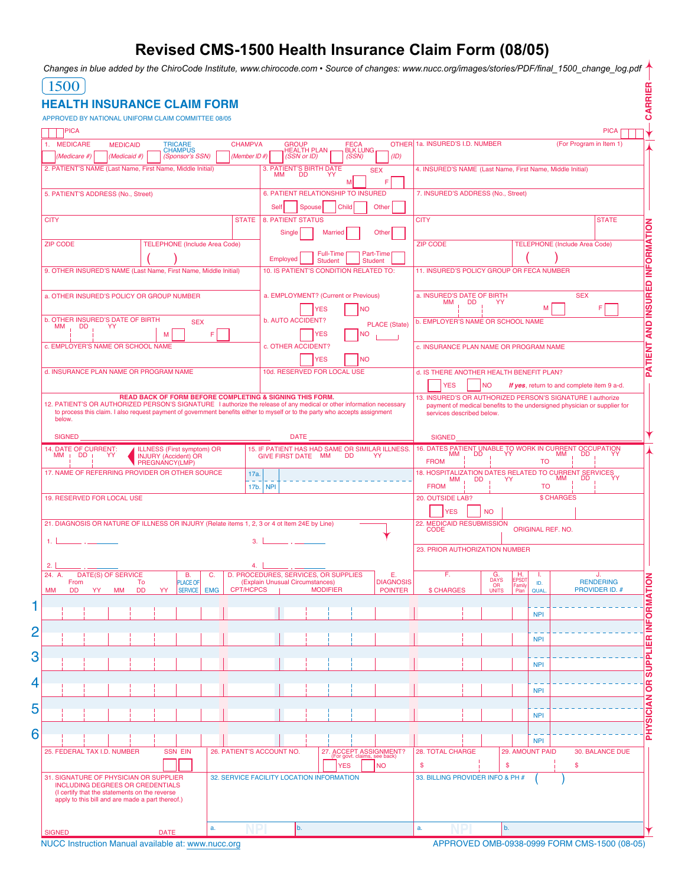# Revised CMS-1500 Health Insurance Claim Form (08/05)

*Changes in blue added by the ChiroCode Institute, www.chirocode.com • Source of changes: www.nucc.org/images/stories/PDF/final_1500_change_log.pdf*

1500

## HEALTH INSURANCE CLAIM FORM

APPROVED BY NATIONAL UNIFORM CLAIM COMMITTEE 08/05

PICA　　　　　　　　　　　　　　　　　　　　　　　　　　　　　　　　　　　PICA

CARRIER

1. MEDICARE (Medicare #) MEDICAID (Medicaid #) TRICARE CHAMPUS (Sponsor's SSN) CHAMPVA (Member ID #) GROUP HEALTH PLAN (SSN or ID) FECA BLK LUNG (SSN) OTHER (ID)

1a. INSURED'S I.D. NUMBER (For Program in Item 1)

2. PATIENT'S NAME (Last Name, First Name, Middle Initial)

3. PATIENT'S BIRTH DATE MM DD YY SEX M F

4. INSURED'S NAME (Last Name, First Name, Middle Initial)

5. PATIENT'S ADDRESS (No., Street)

6. PATIENT RELATIONSHIP TO INSURED Self Spouse Child Other

7. INSURED'S ADDRESS (No., Street)

CITY STATE

8. PATIENT STATUS Single Married Other

CITY STATE

ZIP CODE TELEPHONE (Include Area Code) ( )

Employed Full-Time Student Part-Time Student

ZIP CODE TELEPHONE (Include Area Code) ( )

9. OTHER INSURED'S NAME (Last Name, First Name, Middle Initial)

10. IS PATIENT'S CONDITION RELATED TO:

11. INSURED'S POLICY GROUP OR FECA NUMBER

a. OTHER INSURED'S POLICY OR GROUP NUMBER

a. EMPLOYMENT? (Current or Previous) YES NO

a. INSURED'S DATE OF BIRTH MM DD YY SEX M F

b. OTHER INSURED'S DATE OF BIRTH MM DD YY SEX M F

b. AUTO ACCIDENT? YES NO PLACE (State)

b. EMPLOYER'S NAME OR SCHOOL NAME

c. EMPLOYER'S NAME OR SCHOOL NAME

c. OTHER ACCIDENT? YES NO

c. INSURANCE PLAN NAME OR PROGRAM NAME

d. INSURANCE PLAN NAME OR PROGRAM NAME

10d. RESERVED FOR LOCAL USE

d. IS THERE ANOTHER HEALTH BENEFIT PLAN? YES NO *If yes, return to and complete item 9 a-d.*

**READ BACK OF FORM BEFORE COMPLETING & SIGNING THIS FORM.**

12. PATIENT'S OR AUTHORIZED PERSON'S SIGNATURE I authorize the release of any medical or other information necessary to process this claim. I also request payment of government benefits either to myself or to the party who accepts assignment below.

SIGNED　　　　　DATE

13. INSURED'S OR AUTHORIZED PERSON'S SIGNATURE I authorize payment of medical benefits to the undersigned physician or supplier for services described below.

SIGNED

PATIENT AND INSURED INFORMATION

14. DATE OF CURRENT: MM DD YY ILLNESS (First symptom) OR INJURY (Accident) OR PREGNANCY(LMP)

15. IF PATIENT HAS HAD SAME OR SIMILAR ILLNESS. GIVE FIRST DATE MM DD YY

16. DATES PATIENT UNABLE TO WORK IN CURRENT OCCUPATION FROM MM DD YY TO MM DD YY

17. NAME OF REFERRING PROVIDER OR OTHER SOURCE

17a.

17b. NPI

18. HOSPITALIZATION DATES RELATED TO CURRENT SERVICES FROM MM DD YY TO MM DD YY

19. RESERVED FOR LOCAL USE

20. OUTSIDE LAB? YES NO $ CHARGES

21. DIAGNOSIS OR NATURE OF ILLNESS OR INJURY (Relate items 1, 2, 3 or 4 of Item 24E by Line)

1. ___ . ___　　　3. ___ . ___

2. ___ . ___　　　4. ___ . ___

22. MEDICAID RESUBMISSION CODE　ORIGINAL REF. NO.

23. PRIOR AUTHORIZATION NUMBER

| 24. A. DATE(S) OF SERVICE From MM DD YY To MM DD YY | B. PLACE OF SERVICE | C. EMG | D. PROCEDURES, SERVICES, OR SUPPLIES (Explain Unusual Circumstances) CPT/HCPCS MODIFIER | E. DIAGNOSIS POINTER | F. $ CHARGES | G. DAYS OR UNITS | H. EPSDT Family Plan | I. ID. QUAL. | J. RENDERING PROVIDER ID. # |
|---|---|---|---|---|---|---|---|---|---|
| 1 | | | | | | | | NPI | |
| 2 | | | | | | | | NPI | |
| 3 | | | | | | | | NPI | |
| 4 | | | | | | | | NPI | |
| 5 | | | | | | | | NPI | |
| 6 | | | | | | | | NPI | |

PHYSICIAN OR SUPPLIER INFORMATION

25. FEDERAL TAX I.D. NUMBER SSN EIN

26. PATIENT'S ACCOUNT NO.

27. ACCEPT ASSIGNMENT? (For govt. claims, see back) YES NO

28. TOTAL CHARGE $

29. AMOUNT PAID $

30. BALANCE DUE $

31. SIGNATURE OF PHYSICIAN OR SUPPLIER INCLUDING DEGREES OR CREDENTIALS (I certify that the statements on the reverse apply to this bill and are made a part thereof.)

SIGNED　　　　DATE

32. SERVICE FACILITY LOCATION INFORMATION

a. NPI　b.

33. BILLING PROVIDER INFO & PH # ( )

a. NPI　b.

NUCC Instruction Manual available at: www.nucc.org

APPROVED OMB-0938-0999 FORM CMS-1500 (08-05)